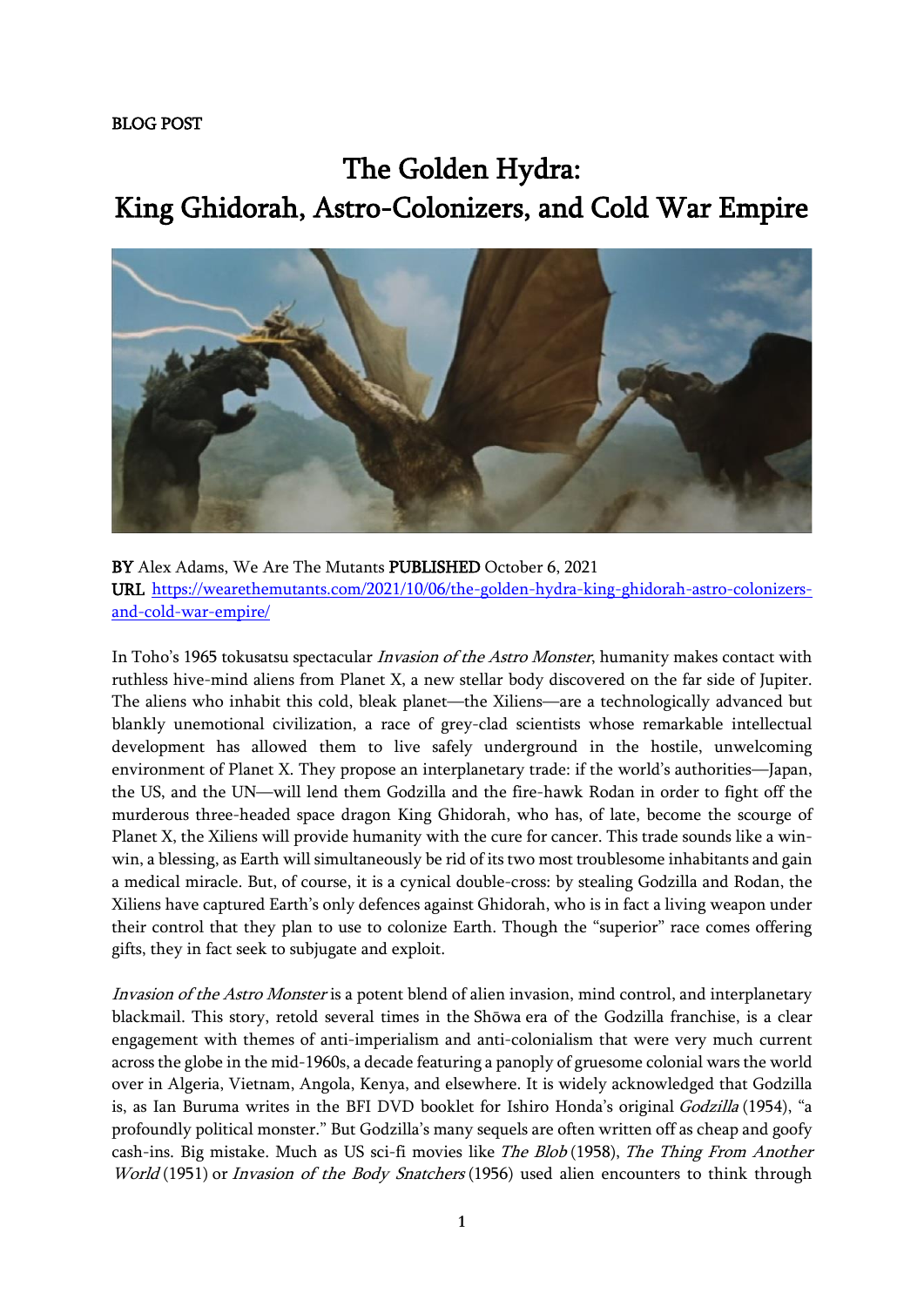BLOG POST

# The Golden Hydra: King Ghidorah, Astro-Colonizers, and Cold War Empire

**BY** Alex Adams, We Are The Mutants **PUBLISHED** October 6, 2021
**URL** [https://wearethemutants.com/2021/10/06/the-golden-hydra-king-ghidorah-astro-colonizers-and-cold-war-empire/](https://wearethemutants.com/2021/10/06/the-golden-hydra-king-ghidorah-astro-colonizers-and-cold-war-empire/)

In Toho's 1965 tokusatsu spectacular *Invasion of the Astro Monster*, humanity makes contact with ruthless hive-mind aliens from Planet X, a new stellar body discovered on the far side of Jupiter. The aliens who inhabit this cold, bleak planet—the Xiliens—are a technologically advanced but blankly unemotional civilization, a race of grey-clad scientists whose remarkable intellectual development has allowed them to live safely underground in the hostile, unwelcoming environment of Planet X. They propose an interplanetary trade: if the world's authorities—Japan, the US, and the UN—will lend them Godzilla and the fire-hawk Rodan in order to fight off the murderous three-headed space dragon King Ghidorah, who has, of late, become the scourge of Planet X, the Xiliens will provide humanity with the cure for cancer. This trade sounds like a win-win, a blessing, as Earth will simultaneously be rid of its two most troublesome inhabitants and gain a medical miracle. But, of course, it is a cynical double-cross: by stealing Godzilla and Rodan, the Xiliens have captured Earth's only defences against Ghidorah, who is in fact a living weapon under their control that they plan to use to colonize Earth. Though the "superior" race comes offering gifts, they in fact seek to subjugate and exploit.

*Invasion of the Astro Monster* is a potent blend of alien invasion, mind control, and interplanetary blackmail. This story, retold several times in the Shōwa era of the Godzilla franchise, is a clear engagement with themes of anti-imperialism and anti-colonialism that were very much current across the globe in the mid-1960s, a decade featuring a panoply of gruesome colonial wars the world over in Algeria, Vietnam, Angola, Kenya, and elsewhere. It is widely acknowledged that Godzilla is, as Ian Buruma writes in the BFI DVD booklet for Ishiro Honda's original *Godzilla* (1954), "a profoundly political monster." But Godzilla's many sequels are often written off as cheap and goofy cash-ins. Big mistake. Much as US sci-fi movies like *The Blob* (1958), *The Thing From Another World* (1951) or *Invasion of the Body Snatchers* (1956) used alien encounters to think through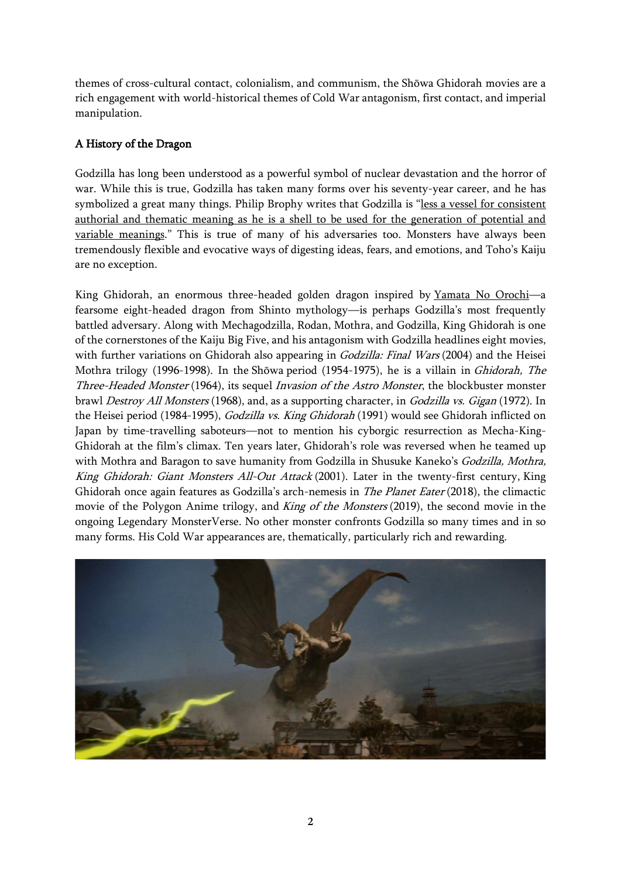themes of cross-cultural contact, colonialism, and communism, the Shōwa Ghidorah movies are a rich engagement with world-historical themes of Cold War antagonism, first contact, and imperial manipulation.

## A History of the Dragon

Godzilla has long been understood as a powerful symbol of nuclear devastation and the horror of war. While this is true, Godzilla has taken many forms over his seventy-year career, and he has symbolized a great many things. Philip Brophy writes that Godzilla is "less a vessel for consistent authorial and thematic meaning as he is a shell to be used for the generation of potential and variable meanings." This is true of many of his adversaries too. Monsters have always been tremendously flexible and evocative ways of digesting ideas, fears, and emotions, and Toho's Kaiju are no exception.

King Ghidorah, an enormous three-headed golden dragon inspired by Yamata No Orochi—a fearsome eight-headed dragon from Shinto mythology—is perhaps Godzilla's most frequently battled adversary. Along with Mechagodzilla, Rodan, Mothra, and Godzilla, King Ghidorah is one of the cornerstones of the Kaiju Big Five, and his antagonism with Godzilla headlines eight movies, with further variations on Ghidorah also appearing in *Godzilla: Final Wars* (2004) and the Heisei Mothra trilogy (1996-1998). In the Shōwa period (1954-1975), he is a villain in *Ghidorah, The Three-Headed Monster* (1964), its sequel *Invasion of the Astro Monster*, the blockbuster monster brawl *Destroy All Monsters* (1968), and, as a supporting character, in *Godzilla vs. Gigan* (1972). In the Heisei period (1984-1995), *Godzilla vs. King Ghidorah* (1991) would see Ghidorah inflicted on Japan by time-travelling saboteurs—not to mention his cyborgic resurrection as Mecha-King-Ghidorah at the film's climax. Ten years later, Ghidorah's role was reversed when he teamed up with Mothra and Baragon to save humanity from Godzilla in Shusuke Kaneko's *Godzilla, Mothra, King Ghidorah: Giant Monsters All-Out Attack* (2001). Later in the twenty-first century, King Ghidorah once again features as Godzilla's arch-nemesis in *The Planet Eater* (2018), the climactic movie of the Polygon Anime trilogy, and *King of the Monsters* (2019), the second movie in the ongoing Legendary MonsterVerse. No other monster confronts Godzilla so many times and in so many forms. His Cold War appearances are, thematically, particularly rich and rewarding.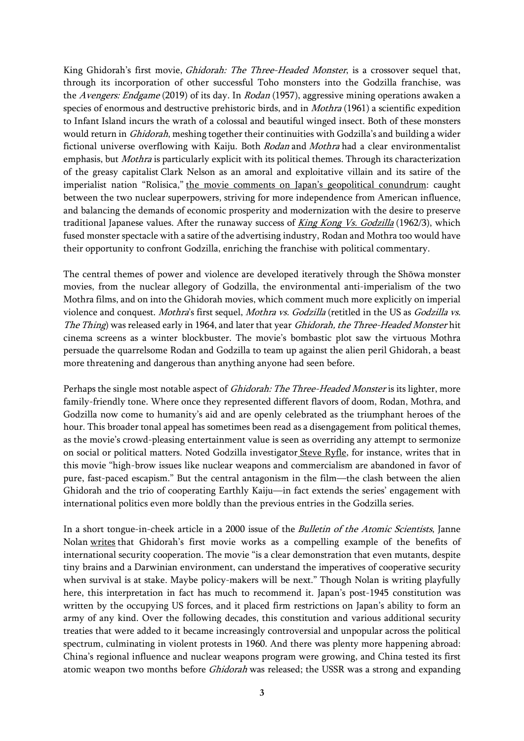King Ghidorah's first movie, *Ghidorah: The Three-Headed Monster*, is a crossover sequel that, through its incorporation of other successful Toho monsters into the Godzilla franchise, was the *Avengers: Endgame* (2019) of its day. In *Rodan* (1957), aggressive mining operations awaken a species of enormous and destructive prehistoric birds, and in *Mothra* (1961) a scientific expedition to Infant Island incurs the wrath of a colossal and beautiful winged insect. Both of these monsters would return in *Ghidorah*, meshing together their continuities with Godzilla's and building a wider fictional universe overflowing with Kaiju. Both *Rodan* and *Mothra* had a clear environmentalist emphasis, but *Mothra* is particularly explicit with its political themes. Through its characterization of the greasy capitalist Clark Nelson as an amoral and exploitative villain and its satire of the imperialist nation "Rolisica," the movie comments on Japan's geopolitical conundrum: caught between the two nuclear superpowers, striving for more independence from American influence, and balancing the demands of economic prosperity and modernization with the desire to preserve traditional Japanese values. After the runaway success of *King Kong Vs. Godzilla* (1962/3), which fused monster spectacle with a satire of the advertising industry, Rodan and Mothra too would have their opportunity to confront Godzilla, enriching the franchise with political commentary.

The central themes of power and violence are developed iteratively through the Shōwa monster movies, from the nuclear allegory of Godzilla, the environmental anti-imperialism of the two Mothra films, and on into the Ghidorah movies, which comment much more explicitly on imperial violence and conquest. *Mothra*'s first sequel, *Mothra vs. Godzilla* (retitled in the US as *Godzilla vs. The Thing*) was released early in 1964, and later that year *Ghidorah, the Three-Headed Monster* hit cinema screens as a winter blockbuster. The movie's bombastic plot saw the virtuous Mothra persuade the quarrelsome Rodan and Godzilla to team up against the alien peril Ghidorah, a beast more threatening and dangerous than anything anyone had seen before.

Perhaps the single most notable aspect of *Ghidorah: The Three-Headed Monster* is its lighter, more family-friendly tone. Where once they represented different flavors of doom, Rodan, Mothra, and Godzilla now come to humanity's aid and are openly celebrated as the triumphant heroes of the hour. This broader tonal appeal has sometimes been read as a disengagement from political themes, as the movie's crowd-pleasing entertainment value is seen as overriding any attempt to sermonize on social or political matters. Noted Godzilla investigator Steve Ryfle, for instance, writes that in this movie "high-brow issues like nuclear weapons and commercialism are abandoned in favor of pure, fast-paced escapism." But the central antagonism in the film—the clash between the alien Ghidorah and the trio of cooperating Earthly Kaiju—in fact extends the series' engagement with international politics even more boldly than the previous entries in the Godzilla series.

In a short tongue-in-cheek article in a 2000 issue of the *Bulletin of the Atomic Scientists*, Janne Nolan writes that Ghidorah's first movie works as a compelling example of the benefits of international security cooperation. The movie "is a clear demonstration that even mutants, despite tiny brains and a Darwinian environment, can understand the imperatives of cooperative security when survival is at stake. Maybe policy-makers will be next." Though Nolan is writing playfully here, this interpretation in fact has much to recommend it. Japan's post-1945 constitution was written by the occupying US forces, and it placed firm restrictions on Japan's ability to form an army of any kind. Over the following decades, this constitution and various additional security treaties that were added to it became increasingly controversial and unpopular across the political spectrum, culminating in violent protests in 1960. And there was plenty more happening abroad: China's regional influence and nuclear weapons program were growing, and China tested its first atomic weapon two months before *Ghidorah* was released; the USSR was a strong and expanding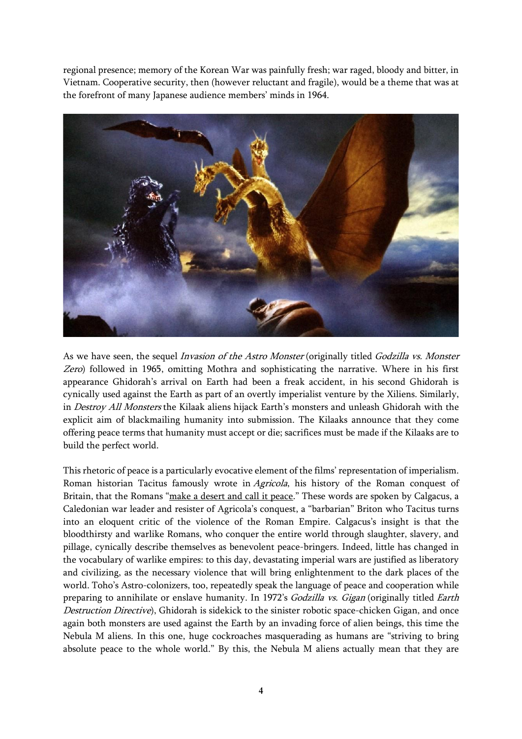regional presence; memory of the Korean War was painfully fresh; war raged, bloody and bitter, in Vietnam. Cooperative security, then (however reluctant and fragile), would be a theme that was at the forefront of many Japanese audience members' minds in 1964.

As we have seen, the sequel *Invasion of the Astro Monster* (originally titled *Godzilla vs. Monster Zero*) followed in 1965, omitting Mothra and sophisticating the narrative. Where in his first appearance Ghidorah's arrival on Earth had been a freak accident, in his second Ghidorah is cynically used against the Earth as part of an overtly imperialist venture by the Xiliens. Similarly, in *Destroy All Monsters* the Kilaak aliens hijack Earth's monsters and unleash Ghidorah with the explicit aim of blackmailing humanity into submission. The Kilaaks announce that they come offering peace terms that humanity must accept or die; sacrifices must be made if the Kilaaks are to build the perfect world.

This rhetoric of peace is a particularly evocative element of the films' representation of imperialism. Roman historian Tacitus famously wrote in *Agricola*, his history of the Roman conquest of Britain, that the Romans "make a desert and call it peace." These words are spoken by Calgacus, a Caledonian war leader and resister of Agricola's conquest, a "barbarian" Briton who Tacitus turns into an eloquent critic of the violence of the Roman Empire. Calgacus's insight is that the bloodthirsty and warlike Romans, who conquer the entire world through slaughter, slavery, and pillage, cynically describe themselves as benevolent peace-bringers. Indeed, little has changed in the vocabulary of warlike empires: to this day, devastating imperial wars are justified as liberatory and civilizing, as the necessary violence that will bring enlightenment to the dark places of the world. Toho's Astro-colonizers, too, repeatedly speak the language of peace and cooperation while preparing to annihilate or enslave humanity. In 1972's *Godzilla vs. Gigan* (originally titled *Earth Destruction Directive*), Ghidorah is sidekick to the sinister robotic space-chicken Gigan, and once again both monsters are used against the Earth by an invading force of alien beings, this time the Nebula M aliens. In this one, huge cockroaches masquerading as humans are "striving to bring absolute peace to the whole world." By this, the Nebula M aliens actually mean that they are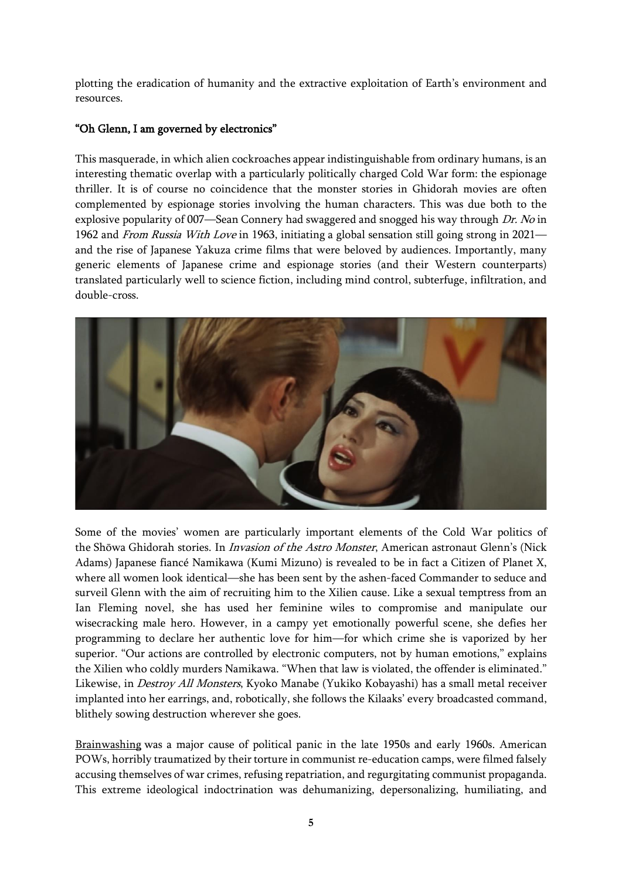plotting the eradication of humanity and the extractive exploitation of Earth's environment and resources.

### "Oh Glenn, I am governed by electronics"

This masquerade, in which alien cockroaches appear indistinguishable from ordinary humans, is an interesting thematic overlap with a particularly politically charged Cold War form: the espionage thriller. It is of course no coincidence that the monster stories in Ghidorah movies are often complemented by espionage stories involving the human characters. This was due both to the explosive popularity of 007—Sean Connery had swaggered and snogged his way through *Dr. No* in 1962 and *From Russia With Love* in 1963, initiating a global sensation still going strong in 2021—and the rise of Japanese Yakuza crime films that were beloved by audiences. Importantly, many generic elements of Japanese crime and espionage stories (and their Western counterparts) translated particularly well to science fiction, including mind control, subterfuge, infiltration, and double-cross.

Some of the movies' women are particularly important elements of the Cold War politics of the Shōwa Ghidorah stories. In *Invasion of the Astro Monster*, American astronaut Glenn's (Nick Adams) Japanese fiancé Namikawa (Kumi Mizuno) is revealed to be in fact a Citizen of Planet X, where all women look identical—she has been sent by the ashen-faced Commander to seduce and surveil Glenn with the aim of recruiting him to the Xilien cause. Like a sexual temptress from an Ian Fleming novel, she has used her feminine wiles to compromise and manipulate our wisecracking male hero. However, in a campy yet emotionally powerful scene, she defies her programming to declare her authentic love for him—for which crime she is vaporized by her superior. "Our actions are controlled by electronic computers, not by human emotions," explains the Xilien who coldly murders Namikawa. "When that law is violated, the offender is eliminated." Likewise, in *Destroy All Monsters*, Kyoko Manabe (Yukiko Kobayashi) has a small metal receiver implanted into her earrings, and, robotically, she follows the Kilaaks' every broadcasted command, blithely sowing destruction wherever she goes.

Brainwashing was a major cause of political panic in the late 1950s and early 1960s. American POWs, horribly traumatized by their torture in communist re-education camps, were filmed falsely accusing themselves of war crimes, refusing repatriation, and regurgitating communist propaganda. This extreme ideological indoctrination was dehumanizing, depersonalizing, humiliating, and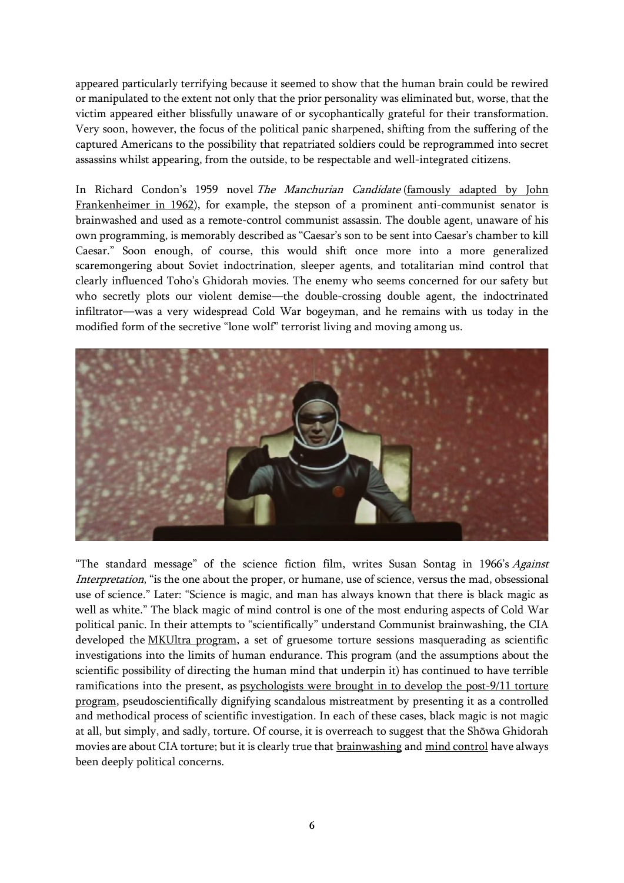appeared particularly terrifying because it seemed to show that the human brain could be rewired or manipulated to the extent not only that the prior personality was eliminated but, worse, that the victim appeared either blissfully unaware of or sycophantically grateful for their transformation. Very soon, however, the focus of the political panic sharpened, shifting from the suffering of the captured Americans to the possibility that repatriated soldiers could be reprogrammed into secret assassins whilst appearing, from the outside, to be respectable and well-integrated citizens.

In Richard Condon's 1959 novel *The Manchurian Candidate* (famously adapted by John Frankenheimer in 1962), for example, the stepson of a prominent anti-communist senator is brainwashed and used as a remote-control communist assassin. The double agent, unaware of his own programming, is memorably described as "Caesar's son to be sent into Caesar's chamber to kill Caesar." Soon enough, of course, this would shift once more into a more generalized scaremongering about Soviet indoctrination, sleeper agents, and totalitarian mind control that clearly influenced Toho's Ghidorah movies. The enemy who seems concerned for our safety but who secretly plots our violent demise—the double-crossing double agent, the indoctrinated infiltrator—was a very widespread Cold War bogeyman, and he remains with us today in the modified form of the secretive "lone wolf" terrorist living and moving among us.

"The standard message" of the science fiction film, writes Susan Sontag in 1966's *Against Interpretation*, "is the one about the proper, or humane, use of science, versus the mad, obsessional use of science." Later: "Science is magic, and man has always known that there is black magic as well as white." The black magic of mind control is one of the most enduring aspects of Cold War political panic. In their attempts to "scientifically" understand Communist brainwashing, the CIA developed the MKUltra program, a set of gruesome torture sessions masquerading as scientific investigations into the limits of human endurance. This program (and the assumptions about the scientific possibility of directing the human mind that underpin it) has continued to have terrible ramifications into the present, as psychologists were brought in to develop the post-9/11 torture program, pseudoscientifically dignifying scandalous mistreatment by presenting it as a controlled and methodical process of scientific investigation. In each of these cases, black magic is not magic at all, but simply, and sadly, torture. Of course, it is overreach to suggest that the Shōwa Ghidorah movies are about CIA torture; but it is clearly true that brainwashing and mind control have always been deeply political concerns.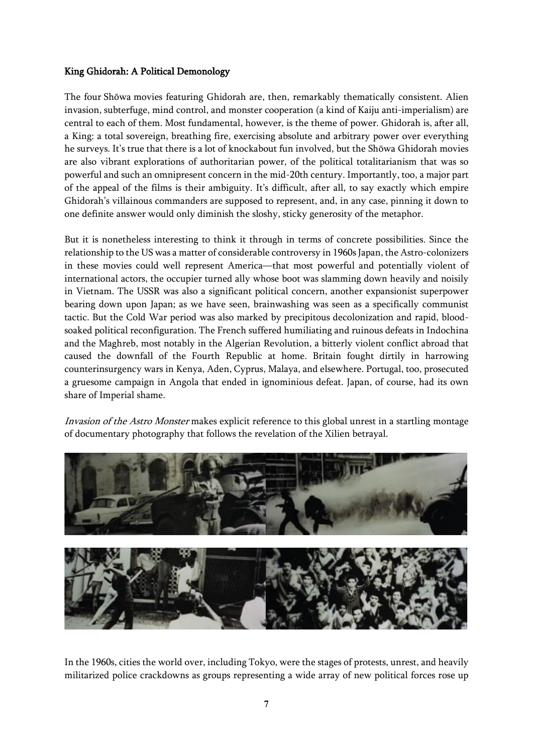## King Ghidorah: A Political Demonology

The four Shōwa movies featuring Ghidorah are, then, remarkably thematically consistent. Alien invasion, subterfuge, mind control, and monster cooperation (a kind of Kaiju anti-imperialism) are central to each of them. Most fundamental, however, is the theme of power. Ghidorah is, after all, a King: a total sovereign, breathing fire, exercising absolute and arbitrary power over everything he surveys. It's true that there is a lot of knockabout fun involved, but the Shōwa Ghidorah movies are also vibrant explorations of authoritarian power, of the political totalitarianism that was so powerful and such an omnipresent concern in the mid-20th century. Importantly, too, a major part of the appeal of the films is their ambiguity. It's difficult, after all, to say exactly which empire Ghidorah's villainous commanders are supposed to represent, and, in any case, pinning it down to one definite answer would only diminish the sloshy, sticky generosity of the metaphor.

But it is nonetheless interesting to think it through in terms of concrete possibilities. Since the relationship to the US was a matter of considerable controversy in 1960s Japan, the Astro-colonizers in these movies could well represent America—that most powerful and potentially violent of international actors, the occupier turned ally whose boot was slamming down heavily and noisily in Vietnam. The USSR was also a significant political concern, another expansionist superpower bearing down upon Japan; as we have seen, brainwashing was seen as a specifically communist tactic. But the Cold War period was also marked by precipitous decolonization and rapid, blood-soaked political reconfiguration. The French suffered humiliating and ruinous defeats in Indochina and the Maghreb, most notably in the Algerian Revolution, a bitterly violent conflict abroad that caused the downfall of the Fourth Republic at home. Britain fought dirtily in harrowing counterinsurgency wars in Kenya, Aden, Cyprus, Malaya, and elsewhere. Portugal, too, prosecuted a gruesome campaign in Angola that ended in ignominious defeat. Japan, of course, had its own share of Imperial shame.

*Invasion of the Astro Monster* makes explicit reference to this global unrest in a startling montage of documentary photography that follows the revelation of the Xilien betrayal.

In the 1960s, cities the world over, including Tokyo, were the stages of protests, unrest, and heavily militarized police crackdowns as groups representing a wide array of new political forces rose up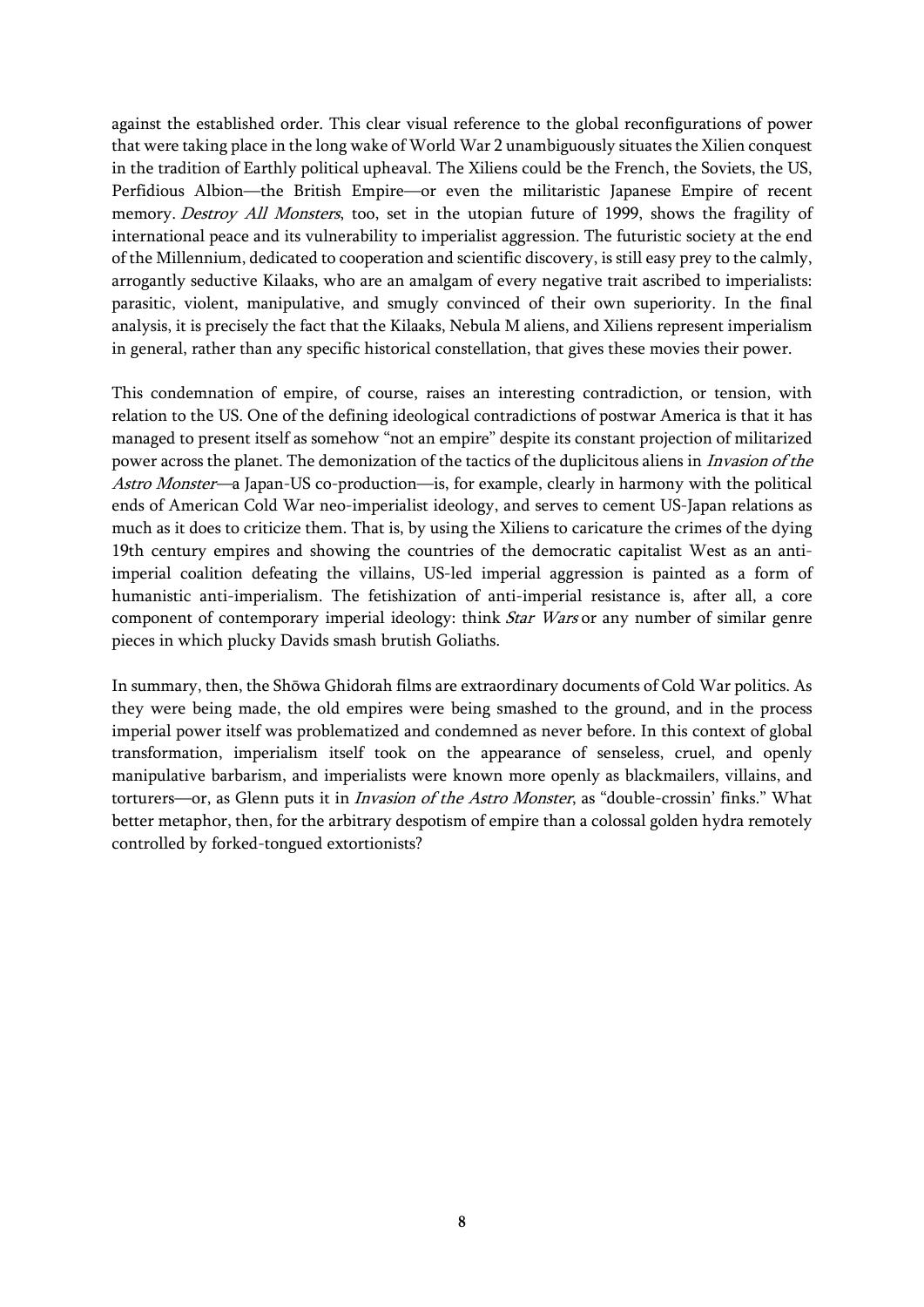against the established order. This clear visual reference to the global reconfigurations of power that were taking place in the long wake of World War 2 unambiguously situates the Xilien conquest in the tradition of Earthly political upheaval. The Xiliens could be the French, the Soviets, the US, Perfidious Albion—the British Empire—or even the militaristic Japanese Empire of recent memory. *Destroy All Monsters*, too, set in the utopian future of 1999, shows the fragility of international peace and its vulnerability to imperialist aggression. The futuristic society at the end of the Millennium, dedicated to cooperation and scientific discovery, is still easy prey to the calmly, arrogantly seductive Kilaaks, who are an amalgam of every negative trait ascribed to imperialists: parasitic, violent, manipulative, and smugly convinced of their own superiority. In the final analysis, it is precisely the fact that the Kilaaks, Nebula M aliens, and Xiliens represent imperialism in general, rather than any specific historical constellation, that gives these movies their power.

This condemnation of empire, of course, raises an interesting contradiction, or tension, with relation to the US. One of the defining ideological contradictions of postwar America is that it has managed to present itself as somehow "not an empire" despite its constant projection of militarized power across the planet. The demonization of the tactics of the duplicitous aliens in *Invasion of the Astro Monster*—a Japan-US co-production—is, for example, clearly in harmony with the political ends of American Cold War neo-imperialist ideology, and serves to cement US-Japan relations as much as it does to criticize them. That is, by using the Xiliens to caricature the crimes of the dying 19th century empires and showing the countries of the democratic capitalist West as an anti-imperial coalition defeating the villains, US-led imperial aggression is painted as a form of humanistic anti-imperialism. The fetishization of anti-imperial resistance is, after all, a core component of contemporary imperial ideology: think *Star Wars* or any number of similar genre pieces in which plucky Davids smash brutish Goliaths.

In summary, then, the Shōwa Ghidorah films are extraordinary documents of Cold War politics. As they were being made, the old empires were being smashed to the ground, and in the process imperial power itself was problematized and condemned as never before. In this context of global transformation, imperialism itself took on the appearance of senseless, cruel, and openly manipulative barbarism, and imperialists were known more openly as blackmailers, villains, and torturers—or, as Glenn puts it in *Invasion of the Astro Monster*, as "double-crossin' finks." What better metaphor, then, for the arbitrary despotism of empire than a colossal golden hydra remotely controlled by forked-tongued extortionists?